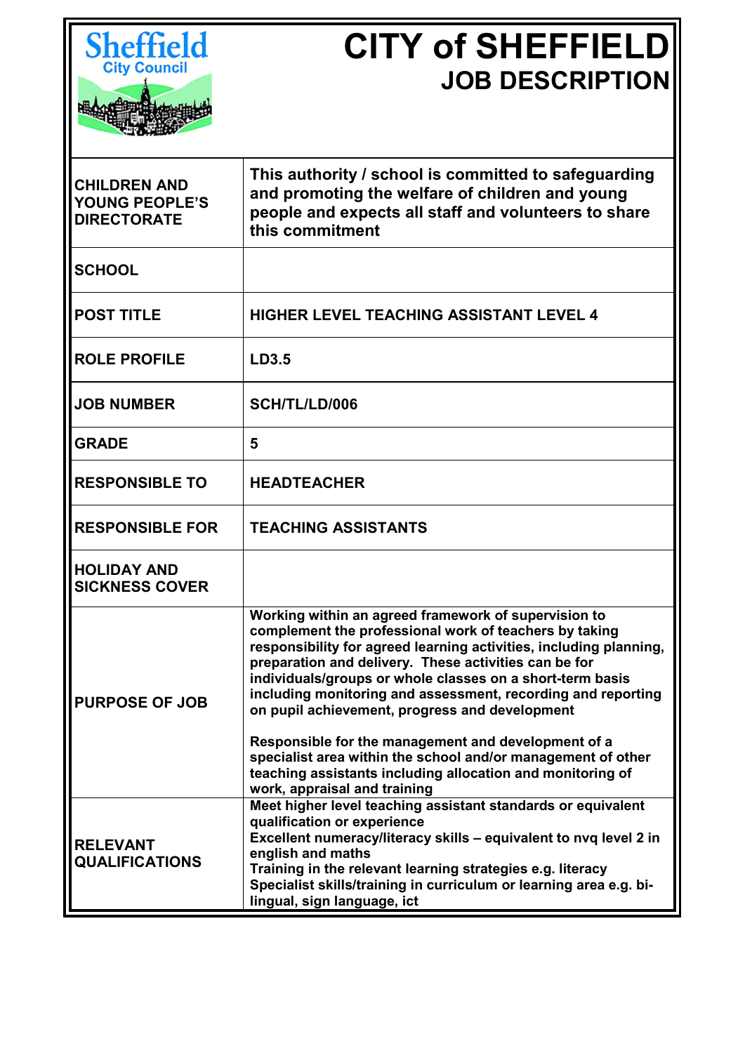Sheffield City Council

# CITY of SHEFFIELD
## JOB DESCRIPTION

| | |
|---|---|
| **CHILDREN AND YOUNG PEOPLE'S DIRECTORATE** | **This authority / school is committed to safeguarding and promoting the welfare of children and young people and expects all staff and volunteers to share this commitment** |
| **SCHOOL** | |
| **POST TITLE** | **HIGHER LEVEL TEACHING ASSISTANT LEVEL 4** |
| **ROLE PROFILE** | **LD3.5** |
| **JOB NUMBER** | **SCH/TL/LD/006** |
| **GRADE** | **5** |
| **RESPONSIBLE TO** | **HEADTEACHER** |
| **RESPONSIBLE FOR** | **TEACHING ASSISTANTS** |
| **HOLIDAY AND SICKNESS COVER** | |
| **PURPOSE OF JOB** | **Working within an agreed framework of supervision to complement the professional work of teachers by taking responsibility for agreed learning activities, including planning, preparation and delivery. These activities can be for individuals/groups or whole classes on a short-term basis including monitoring and assessment, recording and reporting on pupil achievement, progress and development**<br><br>**Responsible for the management and development of a specialist area within the school and/or management of other teaching assistants including allocation and monitoring of work, appraisal and training** |
| **RELEVANT QUALIFICATIONS** | **Meet higher level teaching assistant standards or equivalent qualification or experience**<br>**Excellent numeracy/literacy skills – equivalent to nvq level 2 in english and maths**<br>**Training in the relevant learning strategies e.g. literacy**<br>**Specialist skills/training in curriculum or learning area e.g. bi-lingual, sign language, ict** |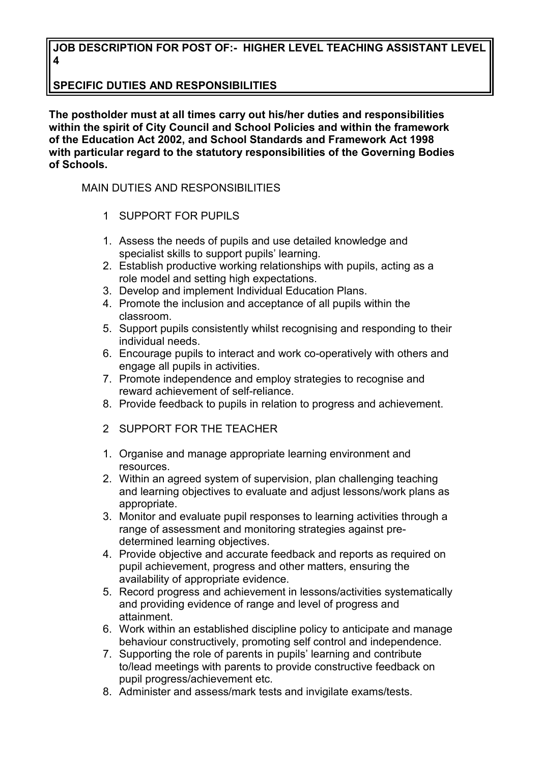**JOB DESCRIPTION FOR POST OF:- HIGHER LEVEL TEACHING ASSISTANT LEVEL 4**

**SPECIFIC DUTIES AND RESPONSIBILITIES**

**The postholder must at all times carry out his/her duties and responsibilities within the spirit of City Council and School Policies and within the framework of the Education Act 2002, and School Standards and Framework Act 1998 with particular regard to the statutory responsibilities of the Governing Bodies of Schools.**

MAIN DUTIES AND RESPONSIBILITIES

1 SUPPORT FOR PUPILS

1. Assess the needs of pupils and use detailed knowledge and specialist skills to support pupils' learning.
2. Establish productive working relationships with pupils, acting as a role model and setting high expectations.
3. Develop and implement Individual Education Plans.
4. Promote the inclusion and acceptance of all pupils within the classroom.
5. Support pupils consistently whilst recognising and responding to their individual needs.
6. Encourage pupils to interact and work co-operatively with others and engage all pupils in activities.
7. Promote independence and employ strategies to recognise and reward achievement of self-reliance.
8. Provide feedback to pupils in relation to progress and achievement.

2 SUPPORT FOR THE TEACHER

1. Organise and manage appropriate learning environment and resources.
2. Within an agreed system of supervision, plan challenging teaching and learning objectives to evaluate and adjust lessons/work plans as appropriate.
3. Monitor and evaluate pupil responses to learning activities through a range of assessment and monitoring strategies against pre-determined learning objectives.
4. Provide objective and accurate feedback and reports as required on pupil achievement, progress and other matters, ensuring the availability of appropriate evidence.
5. Record progress and achievement in lessons/activities systematically and providing evidence of range and level of progress and attainment.
6. Work within an established discipline policy to anticipate and manage behaviour constructively, promoting self control and independence.
7. Supporting the role of parents in pupils' learning and contribute to/lead meetings with parents to provide constructive feedback on pupil progress/achievement etc.
8. Administer and assess/mark tests and invigilate exams/tests.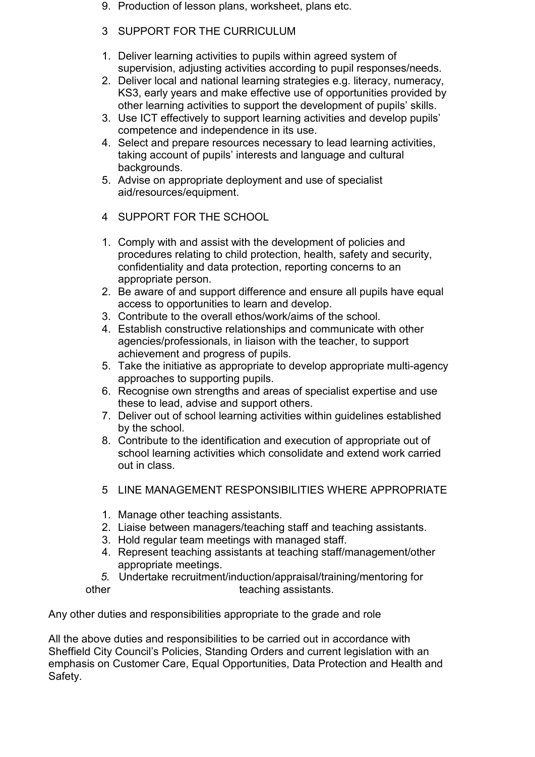9. Production of lesson plans, worksheet, plans etc.

## 3 SUPPORT FOR THE CURRICULUM

1. Deliver learning activities to pupils within agreed system of supervision, adjusting activities according to pupil responses/needs.
2. Deliver local and national learning strategies e.g. literacy, numeracy, KS3, early years and make effective use of opportunities provided by other learning activities to support the development of pupils' skills.
3. Use ICT effectively to support learning activities and develop pupils' competence and independence in its use.
4. Select and prepare resources necessary to lead learning activities, taking account of pupils' interests and language and cultural backgrounds.
5. Advise on appropriate deployment and use of specialist aid/resources/equipment.

## 4 SUPPORT FOR THE SCHOOL

1. Comply with and assist with the development of policies and procedures relating to child protection, health, safety and security, confidentiality and data protection, reporting concerns to an appropriate person.
2. Be aware of and support difference and ensure all pupils have equal access to opportunities to learn and develop.
3. Contribute to the overall ethos/work/aims of the school.
4. Establish constructive relationships and communicate with other agencies/professionals, in liaison with the teacher, to support achievement and progress of pupils.
5. Take the initiative as appropriate to develop appropriate multi-agency approaches to supporting pupils.
6. Recognise own strengths and areas of specialist expertise and use these to lead, advise and support others.
7. Deliver out of school learning activities within guidelines established by the school.
8. Contribute to the identification and execution of appropriate out of school learning activities which consolidate and extend work carried out in class.

## 5 LINE MANAGEMENT RESPONSIBILITIES WHERE APPROPRIATE

1. Manage other teaching assistants.
2. Liaise between managers/teaching staff and teaching assistants.
3. Hold regular team meetings with managed staff.
4. Represent teaching assistants at teaching staff/management/other appropriate meetings.
5. Undertake recruitment/induction/appraisal/training/mentoring for other teaching assistants.

Any other duties and responsibilities appropriate to the grade and role

All the above duties and responsibilities to be carried out in accordance with Sheffield City Council's Policies, Standing Orders and current legislation with an emphasis on Customer Care, Equal Opportunities, Data Protection and Health and Safety.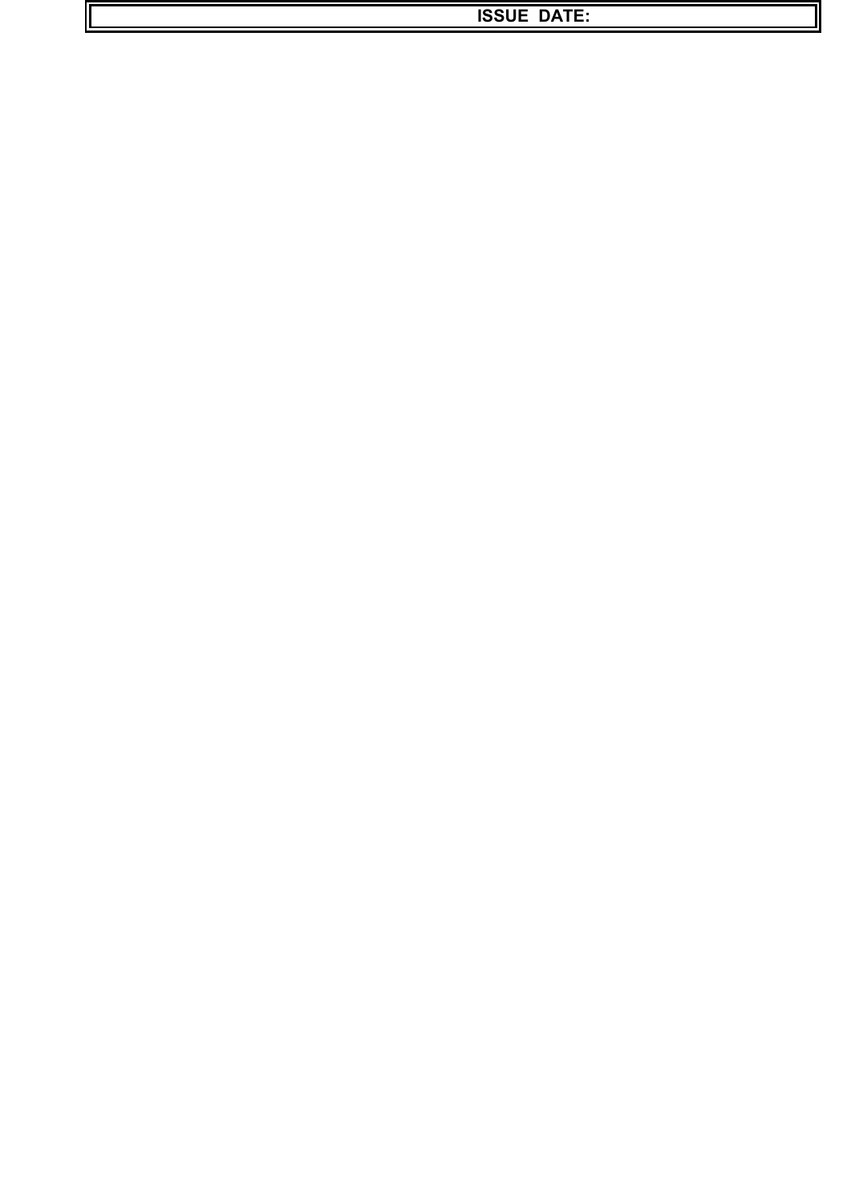**ISSUE DATE:**